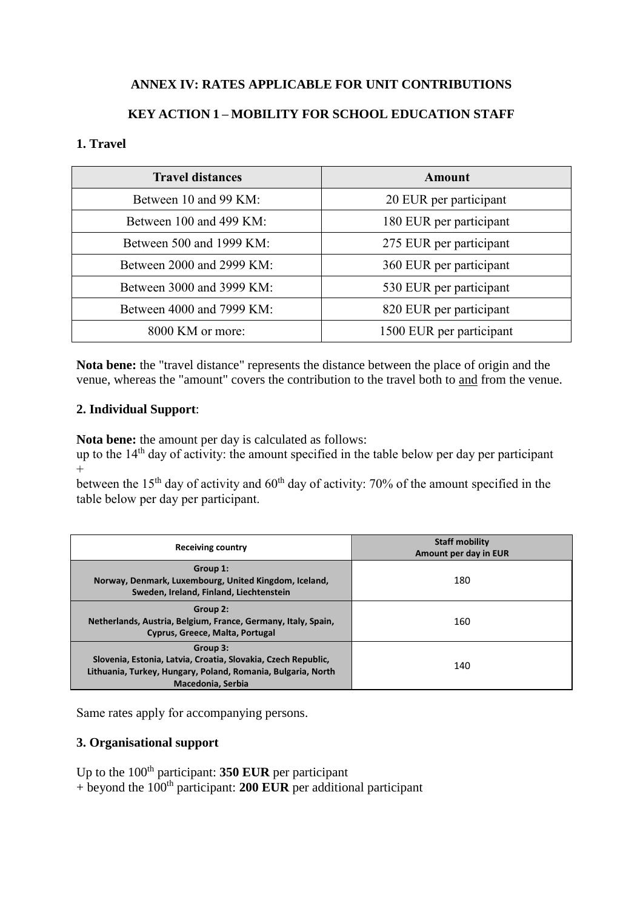**ANNEX IV: RATES APPLICABLE FOR UNIT CONTRIBUTIONS**

**KEY ACTION 1 – MOBILITY FOR SCHOOL EDUCATION STAFF**

**1. Travel**

| Travel distances | Amount |
|---|---|
| Between 10 and 99 KM: | 20 EUR per participant |
| Between 100 and 499 KM: | 180 EUR per participant |
| Between 500 and 1999 KM: | 275 EUR per participant |
| Between 2000 and 2999 KM: | 360 EUR per participant |
| Between 3000 and 3999 KM: | 530 EUR per participant |
| Between 4000 and 7999 KM: | 820 EUR per participant |
| 8000 KM or more: | 1500 EUR per participant |

**Nota bene:** the "travel distance" represents the distance between the place of origin and the venue, whereas the "amount" covers the contribution to the travel both to and from the venue.

**2. Individual Support**:

**Nota bene:** the amount per day is calculated as follows:
up to the 14th day of activity: the amount specified in the table below per day per participant
+
between the 15th day of activity and 60th day of activity: 70% of the amount specified in the table below per day per participant.

| Receiving country | Staff mobility Amount per day in EUR |
|---|---|
| **Group 1:** Norway, Denmark, Luxembourg, United Kingdom, Iceland, Sweden, Ireland, Finland, Liechtenstein | 180 |
| **Group 2:** Netherlands, Austria, Belgium, France, Germany, Italy, Spain, Cyprus, Greece, Malta, Portugal | 160 |
| **Group 3:** Slovenia, Estonia, Latvia, Croatia, Slovakia, Czech Republic, Lithuania, Turkey, Hungary, Poland, Romania, Bulgaria, North Macedonia, Serbia | 140 |

Same rates apply for accompanying persons.

**3. Organisational support**

Up to the 100th participant: **350 EUR** per participant
+ beyond the 100th participant: **200 EUR** per additional participant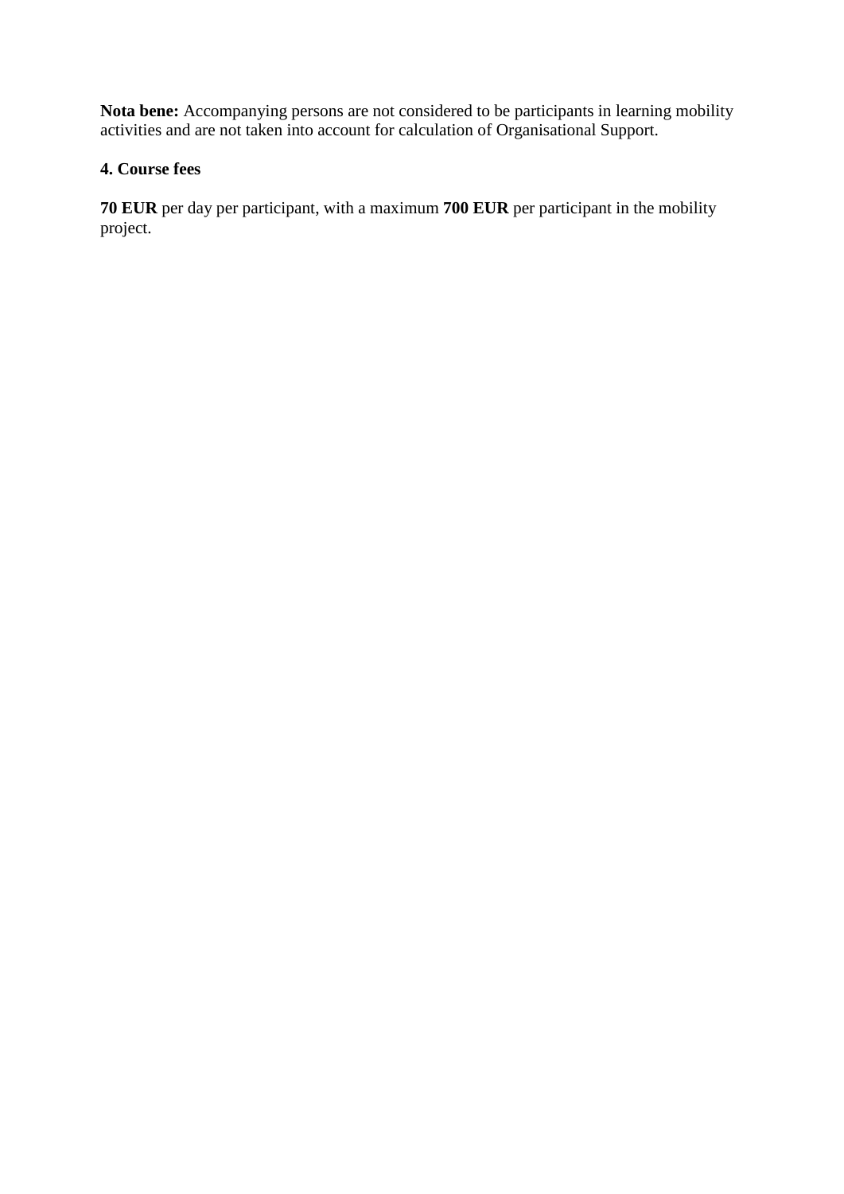**Nota bene:** Accompanying persons are not considered to be participants in learning mobility activities and are not taken into account for calculation of Organisational Support.

**4. Course fees**

**70 EUR** per day per participant, with a maximum **700 EUR** per participant in the mobility project.